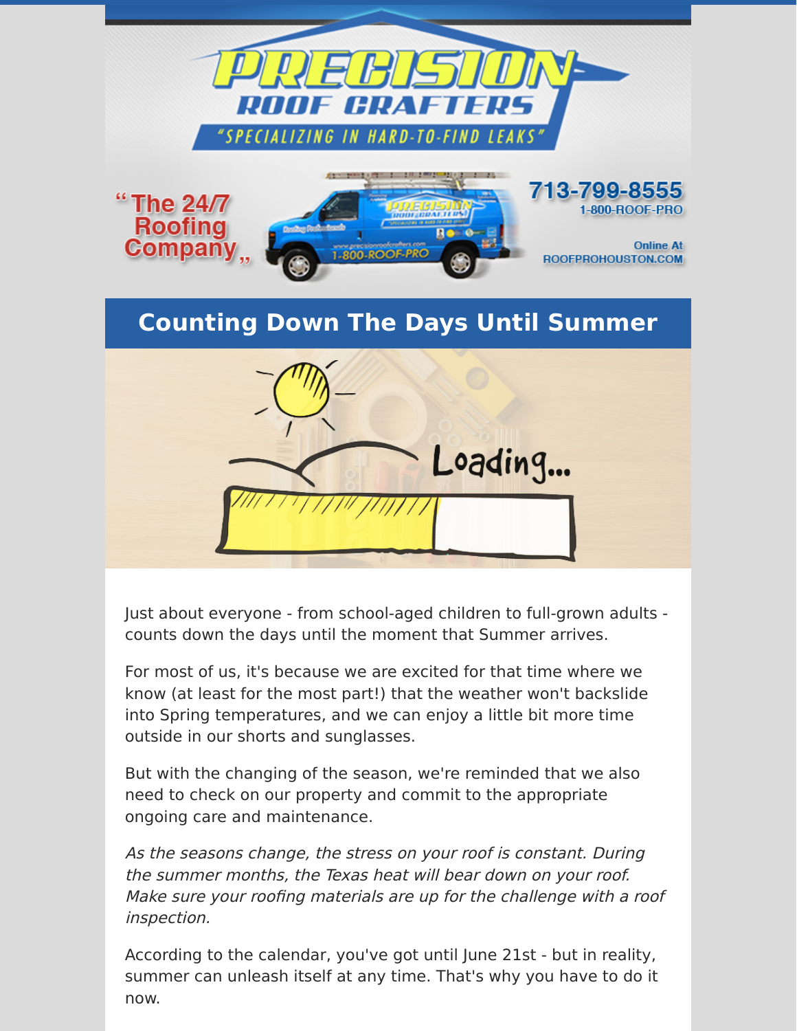# PRECISION ROOF CRAFTERS

"SPECIALIZING IN HARD-TO-FIND LEAKS"

"The 24/7 Roofing Company"

713-799-8555

1-800-ROOF-PRO

Online At ROOFPROHOUSTON.COM

## Counting Down The Days Until Summer

Just about everyone - from school-aged children to full-grown adults - counts down the days until the moment that Summer arrives.

For most of us, it's because we are excited for that time where we know (at least for the most part!) that the weather won't backslide into Spring temperatures, and we can enjoy a little bit more time outside in our shorts and sunglasses.

But with the changing of the season, we're reminded that we also need to check on our property and commit to the appropriate ongoing care and maintenance.

*As the seasons change, the stress on your roof is constant. During the summer months, the Texas heat will bear down on your roof. Make sure your roofing materials are up for the challenge with a roof inspection.*

According to the calendar, you've got until June 21st - but in reality, summer can unleash itself at any time. That's why you have to do it now.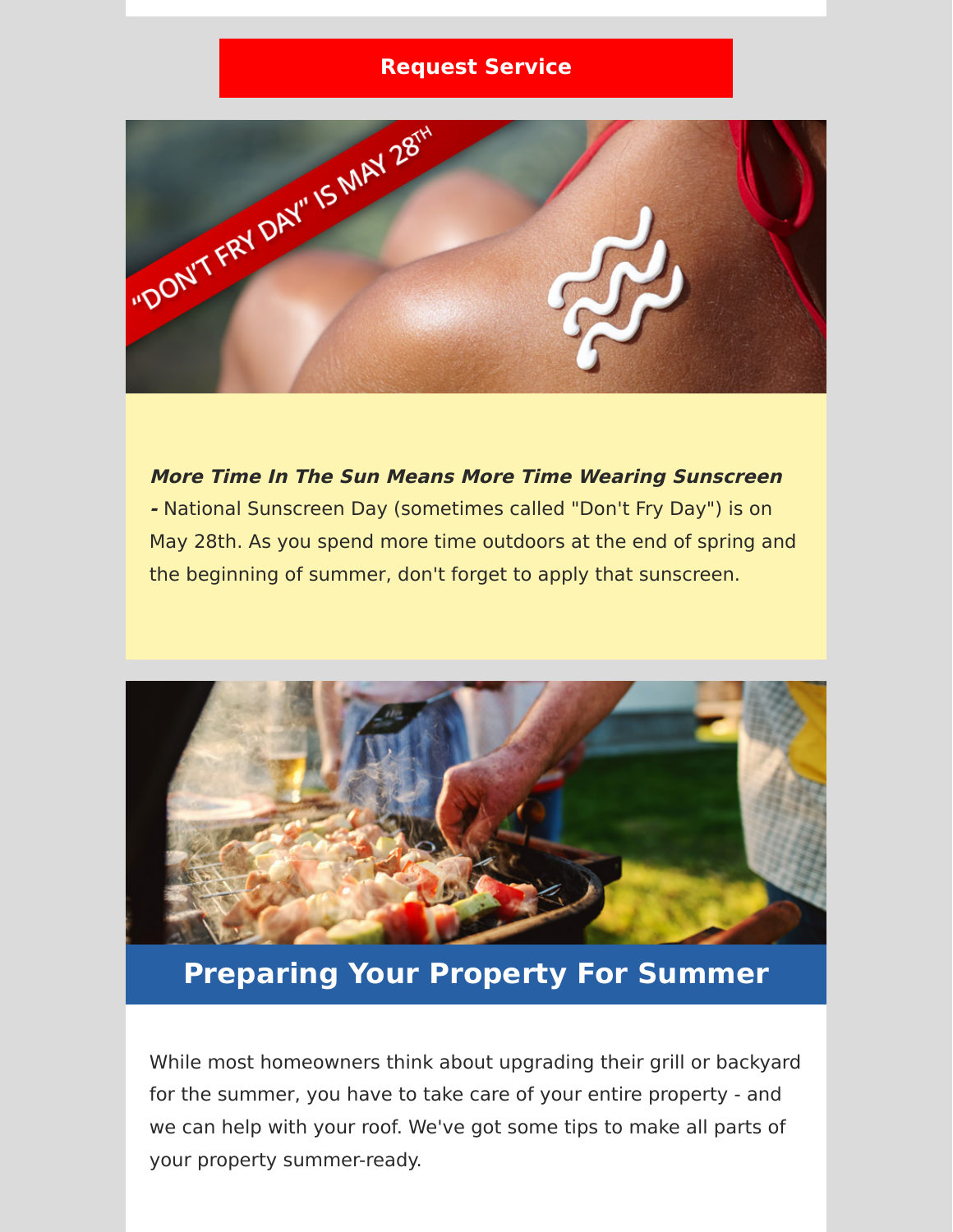**Request Service**

***More Time In The Sun Means More Time Wearing Sunscreen* -** National Sunscreen Day (sometimes called "Don't Fry Day") is on May 28th. As you spend more time outdoors at the end of spring and the beginning of summer, don't forget to apply that sunscreen.

## Preparing Your Property For Summer

While most homeowners think about upgrading their grill or backyard for the summer, you have to take care of your entire property - and we can help with your roof. We've got some tips to make all parts of your property summer-ready.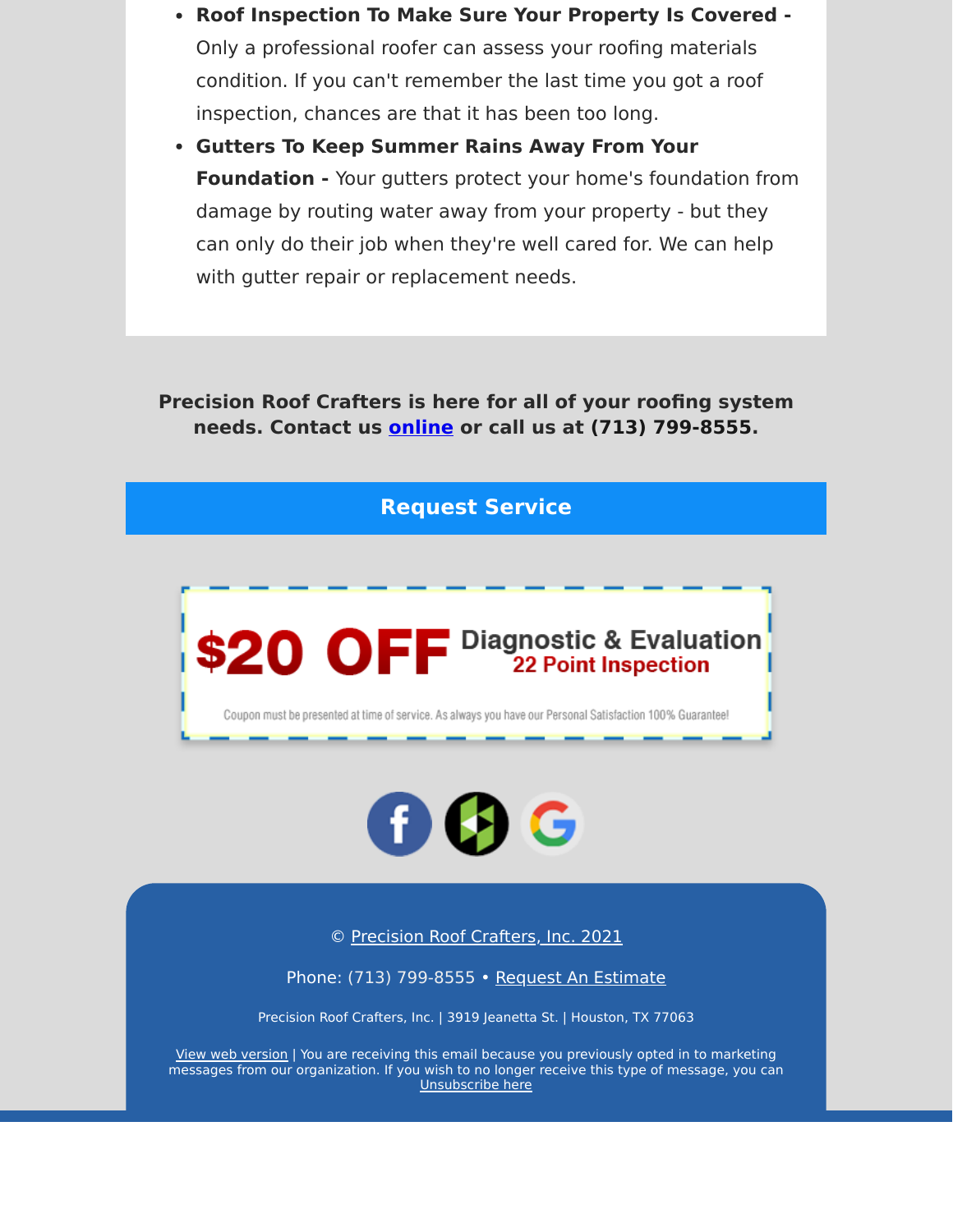- **Roof Inspection To Make Sure Your Property Is Covered -** Only a professional roofer can assess your roofing materials condition. If you can't remember the last time you got a roof inspection, chances are that it has been too long.
- **Gutters To Keep Summer Rains Away From Your Foundation -** Your gutters protect your home's foundation from damage by routing water away from your property - but they can only do their job when they're well cared for. We can help with gutter repair or replacement needs.

**Precision Roof Crafters is here for all of your roofing system needs. Contact us online or call us at (713) 799-8555.**

**Request Service**

**$20 OFF** Diagnostic & Evaluation
22 Point Inspection

Coupon must be presented at time of service. As always you have our Personal Satisfaction 100% Guarantee!

© Precision Roof Crafters, Inc. 2021

Phone: (713) 799-8555 • Request An Estimate

Precision Roof Crafters, Inc. | 3919 Jeanetta St. | Houston, TX 77063

View web version | You are receiving this email because you previously opted in to marketing messages from our organization. If you wish to no longer receive this type of message, you can Unsubscribe here